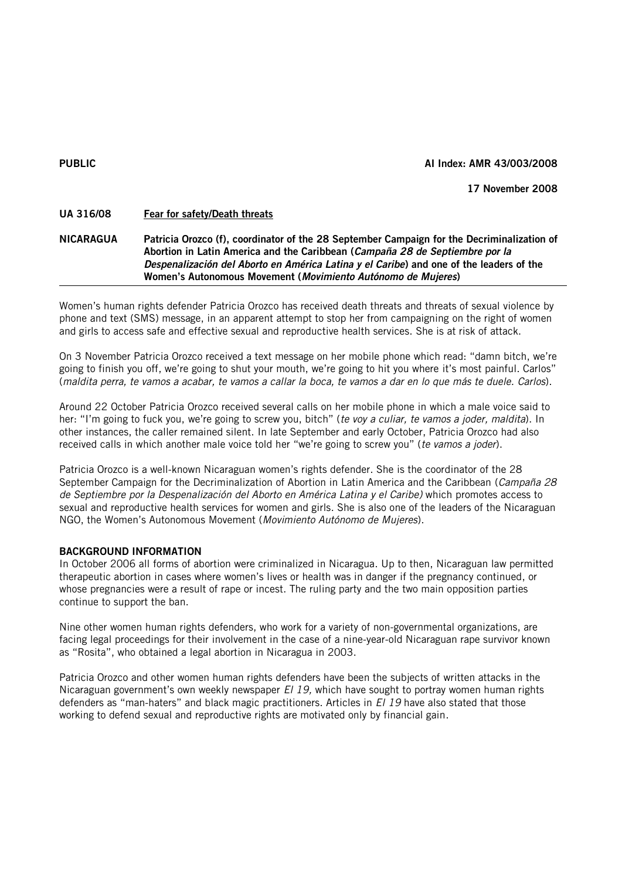**PUBLIC** **AI Index: AMR 43/003/2008**

**17 November 2008**

**UA 316/08** **Fear for safety/Death threats**

**NICARAGUA** **Patricia Orozco (f), coordinator of the 28 September Campaign for the Decriminalization of Abortion in Latin America and the Caribbean (*Campaña 28 de Septiembre por la Despenalización del Aborto en América Latina y el Caribe*) and one of the leaders of the Women's Autonomous Movement (*Movimiento Autónomo de Mujeres*)**

---

Women's human rights defender Patricia Orozco has received death threats and threats of sexual violence by phone and text (SMS) message, in an apparent attempt to stop her from campaigning on the right of women and girls to access safe and effective sexual and reproductive health services. She is at risk of attack.

On 3 November Patricia Orozco received a text message on her mobile phone which read: "damn bitch, we're going to finish you off, we're going to shut your mouth, we're going to hit you where it's most painful. Carlos" (*maldita perra, te vamos a acabar, te vamos a callar la boca, te vamos a dar en lo que más te duele. Carlos*).

Around 22 October Patricia Orozco received several calls on her mobile phone in which a male voice said to her: "I'm going to fuck you, we're going to screw you, bitch" (*te voy a culiar, te vamos a joder, maldita*). In other instances, the caller remained silent. In late September and early October, Patricia Orozco had also received calls in which another male voice told her "we're going to screw you" (*te vamos a joder*).

Patricia Orozco is a well-known Nicaraguan women's rights defender. She is the coordinator of the 28 September Campaign for the Decriminalization of Abortion in Latin America and the Caribbean (*Campaña 28 de Septiembre por la Despenalización del Aborto en América Latina y el Caribe)* which promotes access to sexual and reproductive health services for women and girls. She is also one of the leaders of the Nicaraguan NGO, the Women's Autonomous Movement (*Movimiento Autónomo de Mujeres*).

## BACKGROUND INFORMATION

In October 2006 all forms of abortion were criminalized in Nicaragua. Up to then, Nicaraguan law permitted therapeutic abortion in cases where women's lives or health was in danger if the pregnancy continued, or whose pregnancies were a result of rape or incest. The ruling party and the two main opposition parties continue to support the ban.

Nine other women human rights defenders, who work for a variety of non-governmental organizations, are facing legal proceedings for their involvement in the case of a nine-year-old Nicaraguan rape survivor known as "Rosita", who obtained a legal abortion in Nicaragua in 2003.

Patricia Orozco and other women human rights defenders have been the subjects of written attacks in the Nicaraguan government's own weekly newspaper *El 19,* which have sought to portray women human rights defenders as "man-haters" and black magic practitioners. Articles in *El 19* have also stated that those working to defend sexual and reproductive rights are motivated only by financial gain.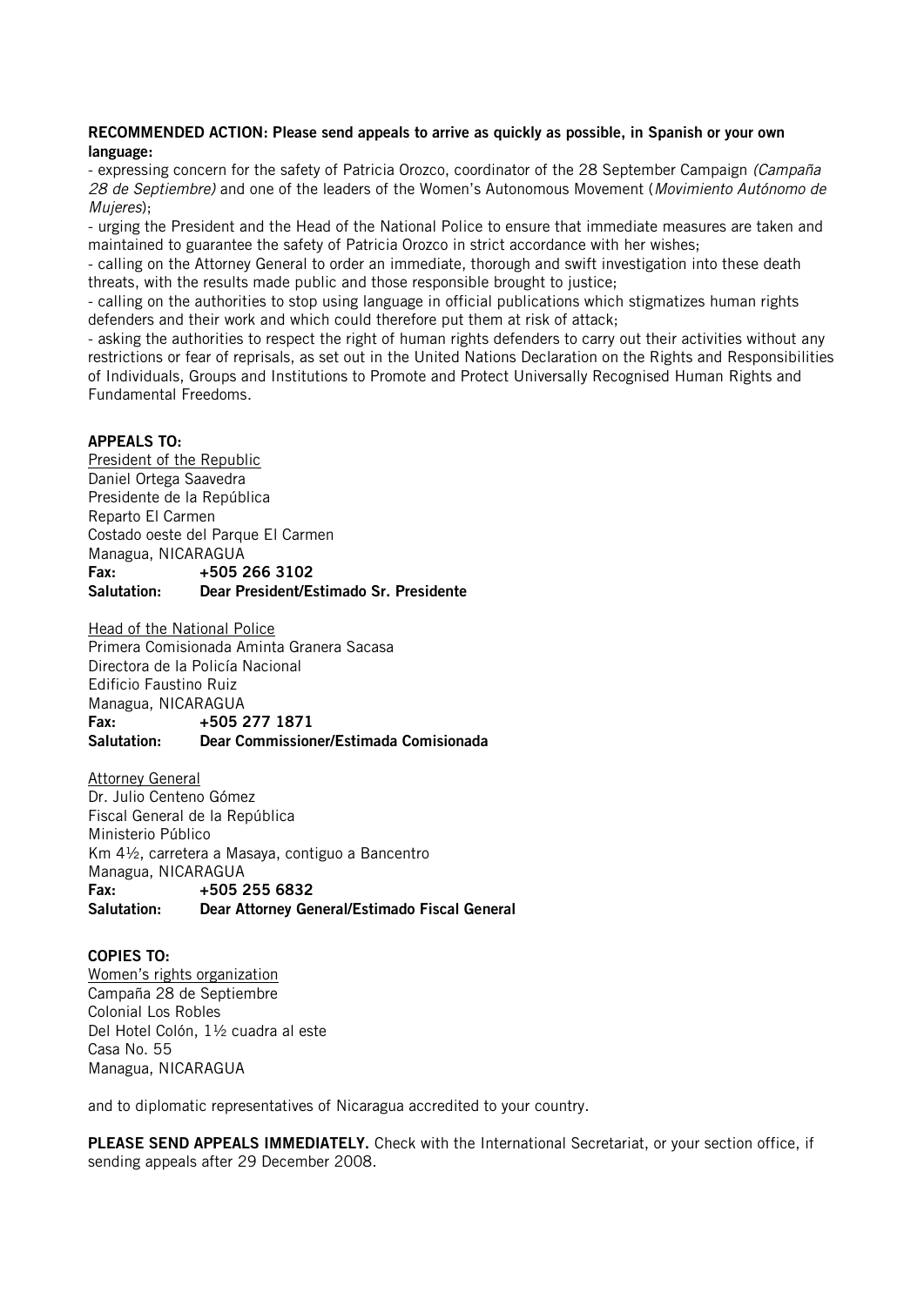**RECOMMENDED ACTION: Please send appeals to arrive as quickly as possible, in Spanish or your own language:**

- expressing concern for the safety of Patricia Orozco, coordinator of the 28 September Campaign *(Campaña 28 de Septiembre)* and one of the leaders of the Women's Autonomous Movement (*Movimiento Autónomo de Mujeres*);
- urging the President and the Head of the National Police to ensure that immediate measures are taken and maintained to guarantee the safety of Patricia Orozco in strict accordance with her wishes;
- calling on the Attorney General to order an immediate, thorough and swift investigation into these death threats, with the results made public and those responsible brought to justice;
- calling on the authorities to stop using language in official publications which stigmatizes human rights defenders and their work and which could therefore put them at risk of attack;
- asking the authorities to respect the right of human rights defenders to carry out their activities without any restrictions or fear of reprisals, as set out in the United Nations Declaration on the Rights and Responsibilities of Individuals, Groups and Institutions to Promote and Protect Universally Recognised Human Rights and Fundamental Freedoms.

**APPEALS TO:**

President of the Republic
Daniel Ortega Saavedra
Presidente de la República
Reparto El Carmen
Costado oeste del Parque El Carmen
Managua, NICARAGUA
**Fax:** **+505 266 3102**
**Salutation:** **Dear President/Estimado Sr. Presidente**

Head of the National Police
Primera Comisionada Aminta Granera Sacasa
Directora de la Policía Nacional
Edificio Faustino Ruiz
Managua, NICARAGUA
**Fax:** **+505 277 1871**
**Salutation:** **Dear Commissioner/Estimada Comisionada**

Attorney General
Dr. Julio Centeno Gómez
Fiscal General de la República
Ministerio Público
Km 4½, carretera a Masaya, contiguo a Bancentro
Managua, NICARAGUA
**Fax:** **+505 255 6832**
**Salutation:** **Dear Attorney General/Estimado Fiscal General**

**COPIES TO:**

Women's rights organization
Campaña 28 de Septiembre
Colonial Los Robles
Del Hotel Colón, 1½ cuadra al este
Casa No. 55
Managua, NICARAGUA

and to diplomatic representatives of Nicaragua accredited to your country.

**PLEASE SEND APPEALS IMMEDIATELY.** Check with the International Secretariat, or your section office, if sending appeals after 29 December 2008.